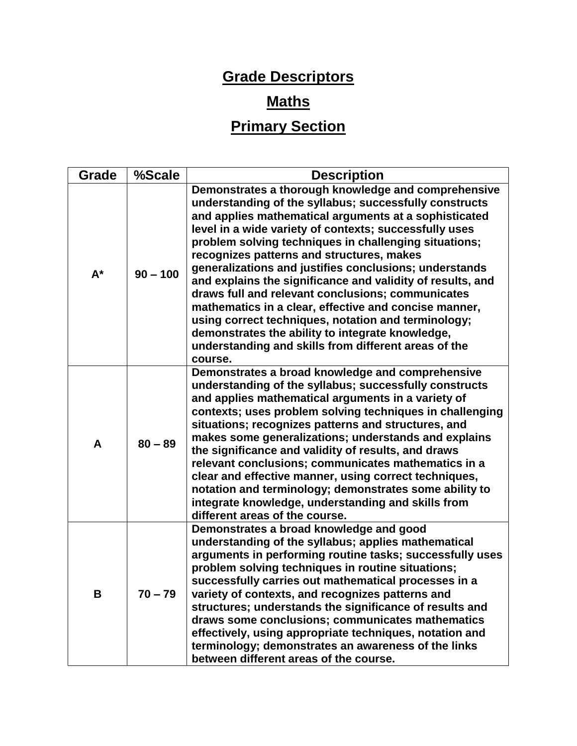# Grade Descriptors

## Maths

## Primary Section

| Grade | %Scale | Description |
|---|---|---|
| A* | 90 – 100 | Demonstrates a thorough knowledge and comprehensive understanding of the syllabus; successfully constructs and applies mathematical arguments at a sophisticated level in a wide variety of contexts; successfully uses problem solving techniques in challenging situations; recognizes patterns and structures, makes generalizations and justifies conclusions; understands and explains the significance and validity of results, and draws full and relevant conclusions; communicates mathematics in a clear, effective and concise manner, using correct techniques, notation and terminology; demonstrates the ability to integrate knowledge, understanding and skills from different areas of the course. |
| A | 80 – 89 | Demonstrates a broad knowledge and comprehensive understanding of the syllabus; successfully constructs and applies mathematical arguments in a variety of contexts; uses problem solving techniques in challenging situations; recognizes patterns and structures, and makes some generalizations; understands and explains the significance and validity of results, and draws relevant conclusions; communicates mathematics in a clear and effective manner, using correct techniques, notation and terminology; demonstrates some ability to integrate knowledge, understanding and skills from different areas of the course. |
| B | 70 – 79 | Demonstrates a broad knowledge and good understanding of the syllabus; applies mathematical arguments in performing routine tasks; successfully uses problem solving techniques in routine situations; successfully carries out mathematical processes in a variety of contexts, and recognizes patterns and structures; understands the significance of results and draws some conclusions; communicates mathematics effectively, using appropriate techniques, notation and terminology; demonstrates an awareness of the links between different areas of the course. |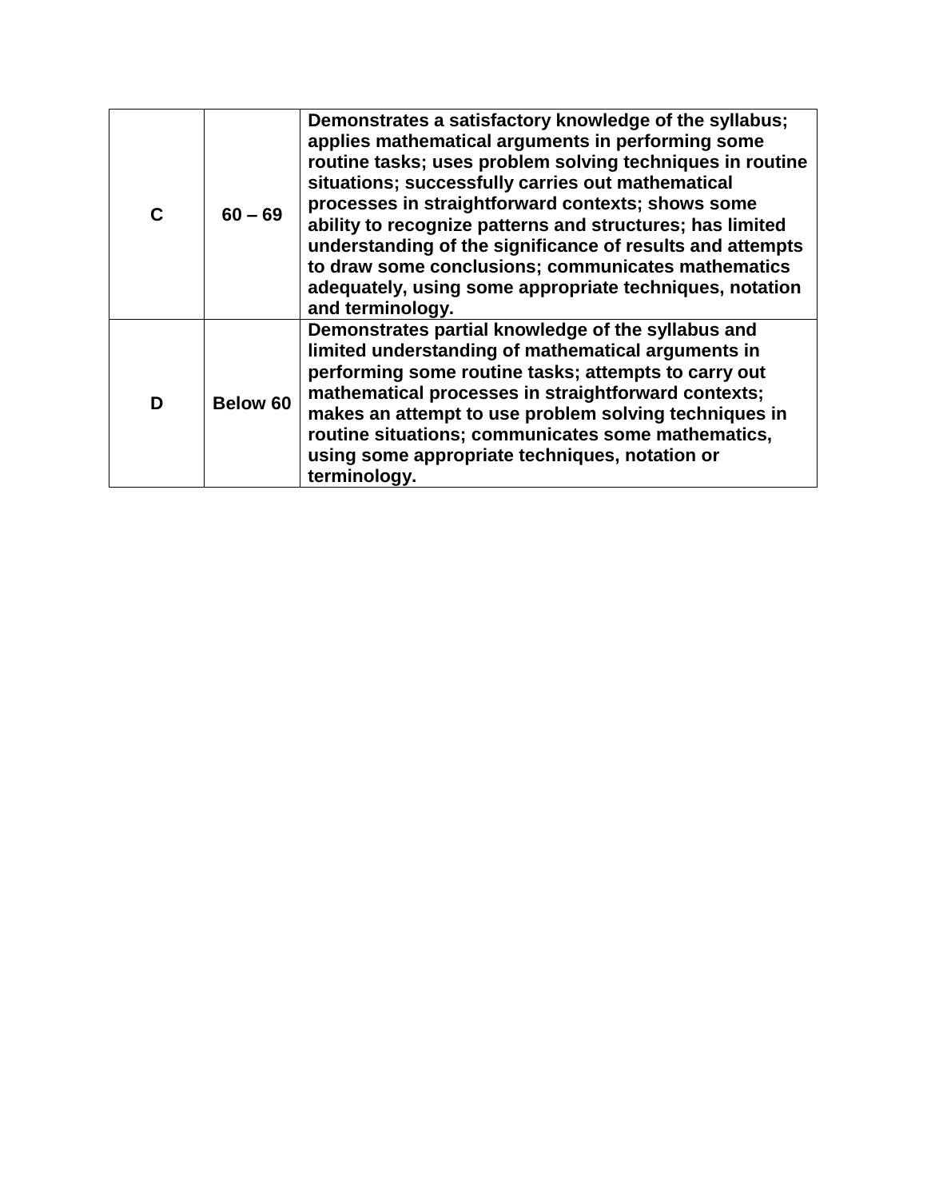| | | |
|---|---|---|
| **C** | **60 – 69** | **Demonstrates a satisfactory knowledge of the syllabus; applies mathematical arguments in performing some routine tasks; uses problem solving techniques in routine situations; successfully carries out mathematical processes in straightforward contexts; shows some ability to recognize patterns and structures; has limited understanding of the significance of results and attempts to draw some conclusions; communicates mathematics adequately, using some appropriate techniques, notation and terminology.** |
| **D** | **Below 60** | **Demonstrates partial knowledge of the syllabus and limited understanding of mathematical arguments in performing some routine tasks; attempts to carry out mathematical processes in straightforward contexts; makes an attempt to use problem solving techniques in routine situations; communicates some mathematics, using some appropriate techniques, notation or terminology.** |